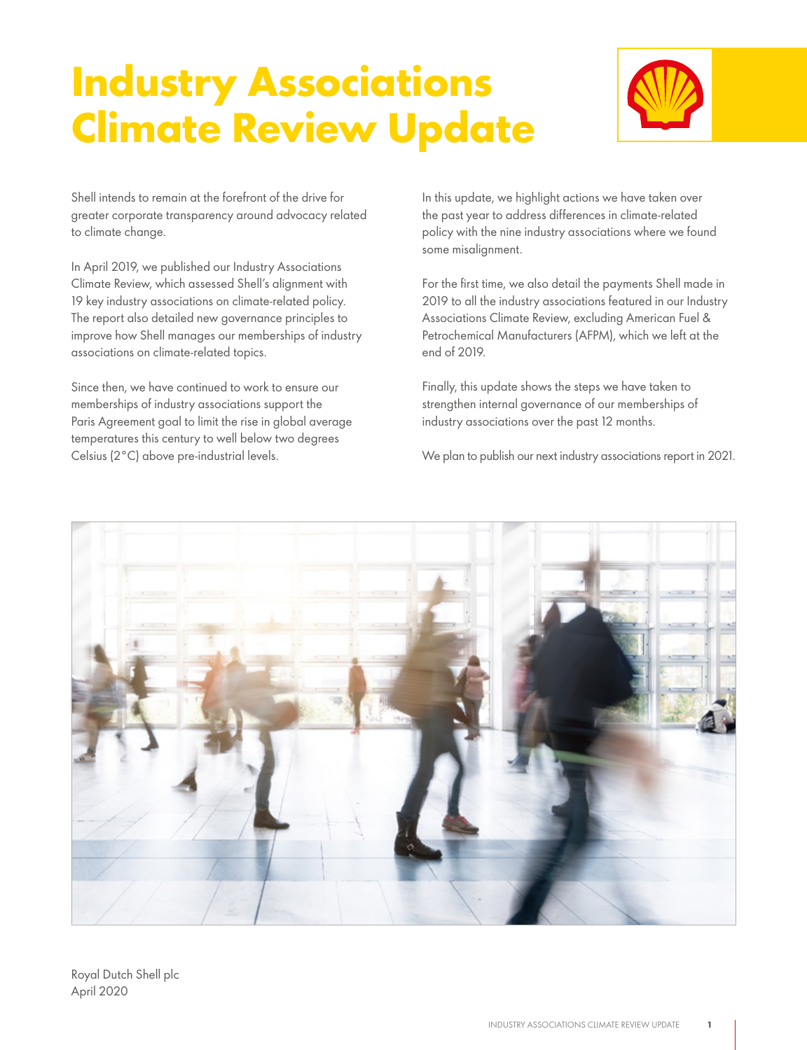# Industry Associations Climate Review Update

Shell intends to remain at the forefront of the drive for greater corporate transparency around advocacy related to climate change.

In April 2019, we published our Industry Associations Climate Review, which assessed Shell's alignment with 19 key industry associations on climate-related policy. The report also detailed new governance principles to improve how Shell manages our memberships of industry associations on climate-related topics.

Since then, we have continued to work to ensure our memberships of industry associations support the Paris Agreement goal to limit the rise in global average temperatures this century to well below two degrees Celsius (2°C) above pre-industrial levels.

In this update, we highlight actions we have taken over the past year to address differences in climate-related policy with the nine industry associations where we found some misalignment.

For the first time, we also detail the payments Shell made in 2019 to all the industry associations featured in our Industry Associations Climate Review, excluding American Fuel & Petrochemical Manufacturers (AFPM), which we left at the end of 2019.

Finally, this update shows the steps we have taken to strengthen internal governance of our memberships of industry associations over the past 12 months.

We plan to publish our next industry associations report in 2021.

Royal Dutch Shell plc
April 2020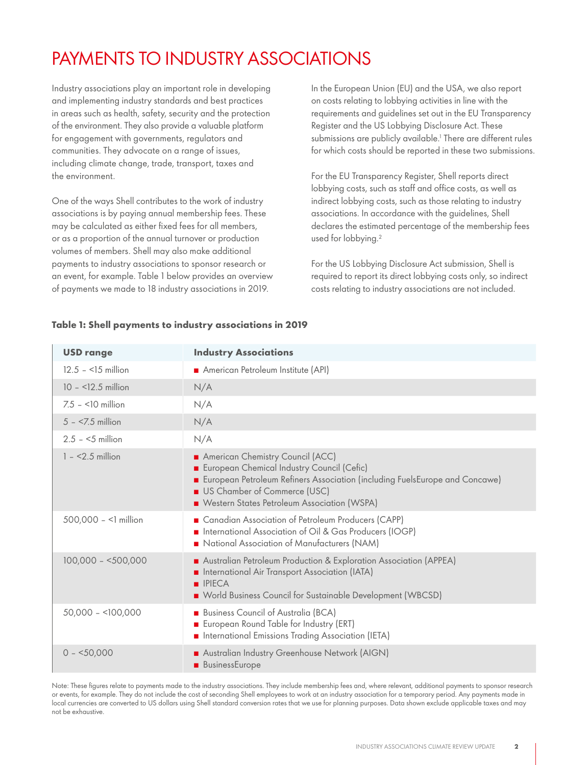# PAYMENTS TO INDUSTRY ASSOCIATIONS

Industry associations play an important role in developing and implementing industry standards and best practices in areas such as health, safety, security and the protection of the environment. They also provide a valuable platform for engagement with governments, regulators and communities. They advocate on a range of issues, including climate change, trade, transport, taxes and the environment.

One of the ways Shell contributes to the work of industry associations is by paying annual membership fees. These may be calculated as either fixed fees for all members, or as a proportion of the annual turnover or production volumes of members. Shell may also make additional payments to industry associations to sponsor research or an event, for example. Table 1 below provides an overview of payments we made to 18 industry associations in 2019.

In the European Union (EU) and the USA, we also report on costs relating to lobbying activities in line with the requirements and guidelines set out in the EU Transparency Register and the US Lobbying Disclosure Act. These submissions are publicly available.[1] There are different rules for which costs should be reported in these two submissions.

For the EU Transparency Register, Shell reports direct lobbying costs, such as staff and office costs, as well as indirect lobbying costs, such as those relating to industry associations. In accordance with the guidelines, Shell declares the estimated percentage of the membership fees used for lobbying.[2]

For the US Lobbying Disclosure Act submission, Shell is required to report its direct lobbying costs only, so indirect costs relating to industry associations are not included.

**Table 1: Shell payments to industry associations in 2019**

| USD range | Industry Associations |
|---|---|
| 12.5 – <15 million | American Petroleum Institute (API) |
| 10 – <12.5 million | N/A |
| 7.5 – <10 million | N/A |
| 5 – <7.5 million | N/A |
| 2.5 – <5 million | N/A |
| 1 – <2.5 million | American Chemistry Council (ACC)<br>European Chemical Industry Council (Cefic)<br>European Petroleum Refiners Association (including FuelsEurope and Concawe)<br>US Chamber of Commerce (USC)<br>Western States Petroleum Association (WSPA) |
| 500,000 – <1 million | Canadian Association of Petroleum Producers (CAPP)<br>International Association of Oil & Gas Producers (IOGP)<br>National Association of Manufacturers (NAM) |
| 100,000 – <500,000 | Australian Petroleum Production & Exploration Association (APPEA)<br>International Air Transport Association (IATA)<br>IPIECA<br>World Business Council for Sustainable Development (WBCSD) |
| 50,000 – <100,000 | Business Council of Australia (BCA)<br>European Round Table for Industry (ERT)<br>International Emissions Trading Association (IETA) |
| 0 – <50,000 | Australian Industry Greenhouse Network (AIGN)<br>BusinessEurope |

Note: These figures relate to payments made to the industry associations. They include membership fees and, where relevant, additional payments to sponsor research or events, for example. They do not include the cost of seconding Shell employees to work at an industry association for a temporary period. Any payments made in local currencies are converted to US dollars using Shell standard conversion rates that we use for planning purposes. Data shown exclude applicable taxes and may not be exhaustive.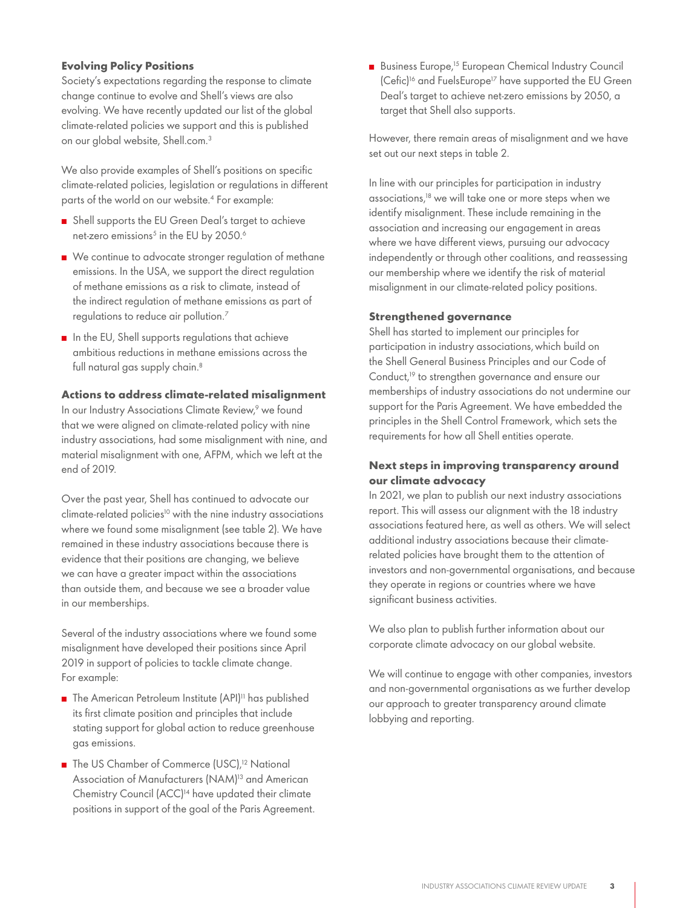### Evolving Policy Positions

Society's expectations regarding the response to climate change continue to evolve and Shell's views are also evolving. We have recently updated our list of the global climate-related policies we support and this is published on our global website, Shell.com.[3]

We also provide examples of Shell's positions on specific climate-related policies, legislation or regulations in different parts of the world on our website.[4] For example:

- Shell supports the EU Green Deal's target to achieve net-zero emissions[5] in the EU by 2050.[6]
- We continue to advocate stronger regulation of methane emissions. In the USA, we support the direct regulation of methane emissions as a risk to climate, instead of the indirect regulation of methane emissions as part of regulations to reduce air pollution.[7]
- In the EU, Shell supports regulations that achieve ambitious reductions in methane emissions across the full natural gas supply chain.[8]

### Actions to address climate-related misalignment

In our Industry Associations Climate Review,[9] we found that we were aligned on climate-related policy with nine industry associations, had some misalignment with nine, and material misalignment with one, AFPM, which we left at the end of 2019.

Over the past year, Shell has continued to advocate our climate-related policies[10] with the nine industry associations where we found some misalignment (see table 2). We have remained in these industry associations because there is evidence that their positions are changing, we believe we can have a greater impact within the associations than outside them, and because we see a broader value in our memberships.

Several of the industry associations where we found some misalignment have developed their positions since April 2019 in support of policies to tackle climate change. For example:

- The American Petroleum Institute (API)[11] has published its first climate position and principles that include stating support for global action to reduce greenhouse gas emissions.
- The US Chamber of Commerce (USC),[12] National Association of Manufacturers (NAM)[13] and American Chemistry Council (ACC)[14] have updated their climate positions in support of the goal of the Paris Agreement.
- Business Europe,[15] European Chemical Industry Council (Cefic)[16] and FuelsEurope[17] have supported the EU Green Deal's target to achieve net-zero emissions by 2050, a target that Shell also supports.

However, there remain areas of misalignment and we have set out our next steps in table 2.

In line with our principles for participation in industry associations,[18] we will take one or more steps when we identify misalignment. These include remaining in the association and increasing our engagement in areas where we have different views, pursuing our advocacy independently or through other coalitions, and reassessing our membership where we identify the risk of material misalignment in our climate-related policy positions.

### Strengthened governance

Shell has started to implement our principles for participation in industry associations, which build on the Shell General Business Principles and our Code of Conduct,[19] to strengthen governance and ensure our memberships of industry associations do not undermine our support for the Paris Agreement. We have embedded the principles in the Shell Control Framework, which sets the requirements for how all Shell entities operate.

### Next steps in improving transparency around our climate advocacy

In 2021, we plan to publish our next industry associations report. This will assess our alignment with the 18 industry associations featured here, as well as others. We will select additional industry associations because their climate-related policies have brought them to the attention of investors and non-governmental organisations, and because they operate in regions or countries where we have significant business activities.

We also plan to publish further information about our corporate climate advocacy on our global website.

We will continue to engage with other companies, investors and non-governmental organisations as we further develop our approach to greater transparency around climate lobbying and reporting.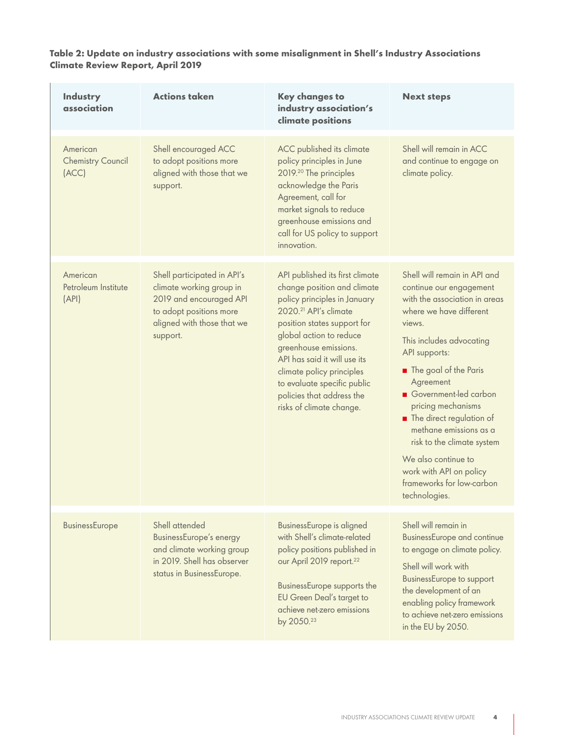**Table 2: Update on industry associations with some misalignment in Shell's Industry Associations Climate Review Report, April 2019**

| Industry association | Actions taken | Key changes to industry association's climate positions | Next steps |
| --- | --- | --- | --- |
| American Chemistry Council (ACC) | Shell encouraged ACC to adopt positions more aligned with those that we support. | ACC published its climate policy principles in June 2019.[20] The principles acknowledge the Paris Agreement, call for market signals to reduce greenhouse emissions and call for US policy to support innovation. | Shell will remain in ACC and continue to engage on climate policy. |
| American Petroleum Institute (API) | Shell participated in API's climate working group in 2019 and encouraged API to adopt positions more aligned with those that we support. | API published its first climate change position and climate policy principles in January 2020.[21] API's climate position states support for global action to reduce greenhouse emissions. API has said it will use its climate policy principles to evaluate specific public policies that address the risks of climate change. | Shell will remain in API and continue our engagement with the association in areas where we have different views.<br><br>This includes advocating API supports:<br>■ The goal of the Paris Agreement<br>■ Government-led carbon pricing mechanisms<br>■ The direct regulation of methane emissions as a risk to the climate system<br><br>We also continue to work with API on policy frameworks for low-carbon technologies. |
| BusinessEurope | Shell attended BusinessEurope's energy and climate working group in 2019. Shell has observer status in BusinessEurope. | BusinessEurope is aligned with Shell's climate-related policy positions published in our April 2019 report.[22]<br><br>BusinessEurope supports the EU Green Deal's target to achieve net-zero emissions by 2050.[23] | Shell will remain in BusinessEurope and continue to engage on climate policy.<br><br>Shell will work with BusinessEurope to support the development of an enabling policy framework to achieve net-zero emissions in the EU by 2050. |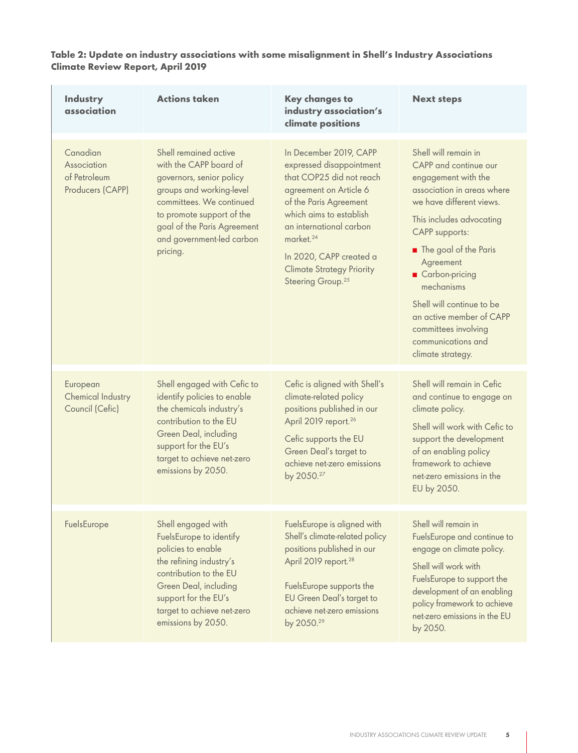**Table 2: Update on industry associations with some misalignment in Shell's Industry Associations Climate Review Report, April 2019**

| Industry association | Actions taken | Key changes to industry association's climate positions | Next steps |
|---|---|---|---|
| Canadian Association of Petroleum Producers (CAPP) | Shell remained active with the CAPP board of governors, senior policy groups and working-level committees. We continued to promote support of the goal of the Paris Agreement and government-led carbon pricing. | In December 2019, CAPP expressed disappointment that COP25 did not reach agreement on Article 6 of the Paris Agreement which aims to establish an international carbon market.[24]<br><br>In 2020, CAPP created a Climate Strategy Priority Steering Group.[25] | Shell will remain in CAPP and continue our engagement with the association in areas where we have different views.<br><br>This includes advocating CAPP supports:<br>- The goal of the Paris Agreement<br>- Carbon-pricing mechanisms<br><br>Shell will continue to be an active member of CAPP committees involving communications and climate strategy. |
| European Chemical Industry Council (Cefic) | Shell engaged with Cefic to identify policies to enable the chemicals industry's contribution to the EU Green Deal, including support for the EU's target to achieve net-zero emissions by 2050. | Cefic is aligned with Shell's climate-related policy positions published in our April 2019 report.[26]<br><br>Cefic supports the EU Green Deal's target to achieve net-zero emissions by 2050.[27] | Shell will remain in Cefic and continue to engage on climate policy.<br><br>Shell will work with Cefic to support the development of an enabling policy framework to achieve net-zero emissions in the EU by 2050. |
| FuelsEurope | Shell engaged with FuelsEurope to identify policies to enable the refining industry's contribution to the EU Green Deal, including support for the EU's target to achieve net-zero emissions by 2050. | FuelsEurope is aligned with Shell's climate-related policy positions published in our April 2019 report.[28]<br><br>FuelsEurope supports the EU Green Deal's target to achieve net-zero emissions by 2050.[29] | Shell will remain in FuelsEurope and continue to engage on climate policy.<br><br>Shell will work with FuelsEurope to support the development of an enabling policy framework to achieve net-zero emissions in the EU by 2050. |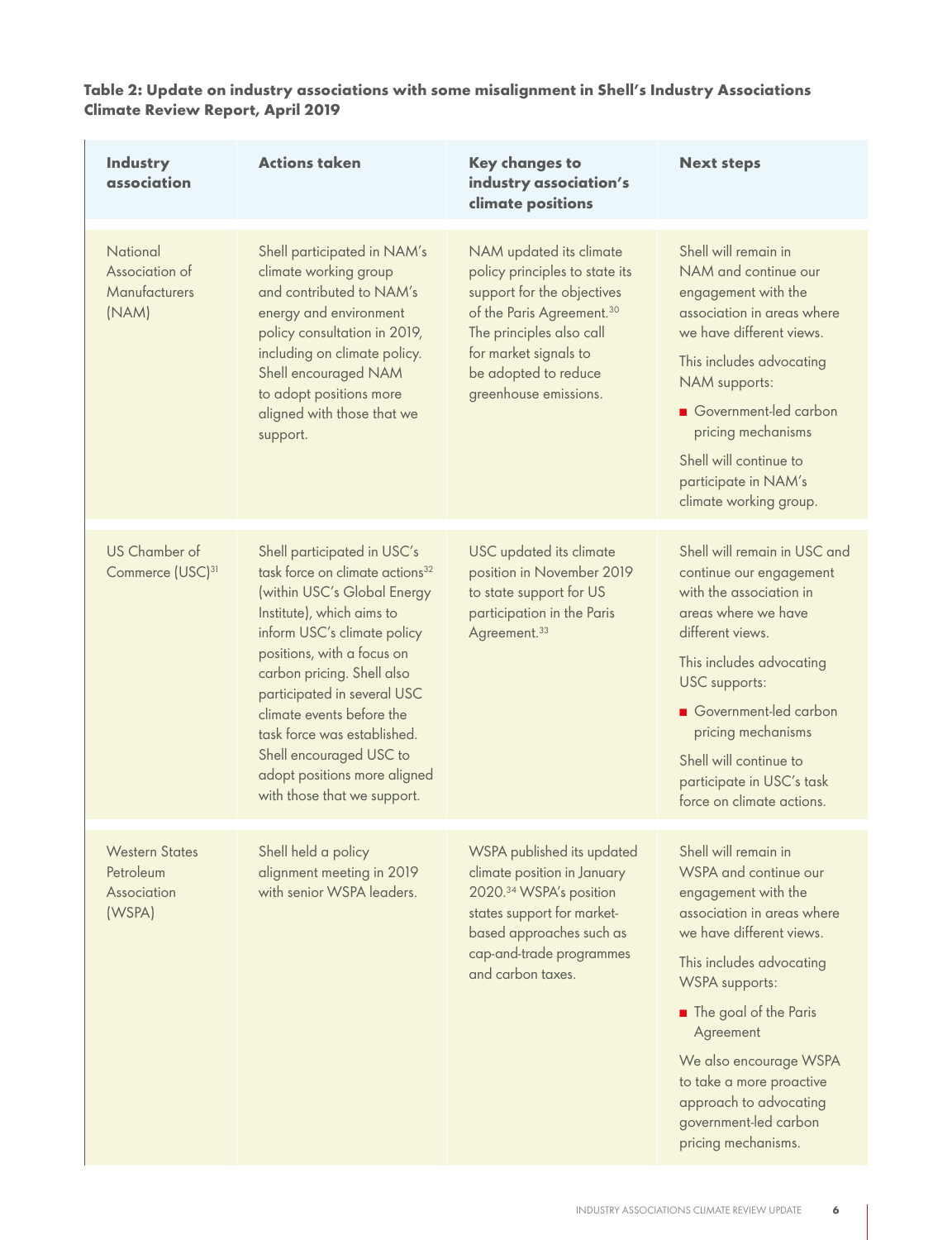**Table 2: Update on industry associations with some misalignment in Shell's Industry Associations Climate Review Report, April 2019**

| Industry association | Actions taken | Key changes to industry association's climate positions | Next steps |
|---|---|---|---|
| National Association of Manufacturers (NAM) | Shell participated in NAM's climate working group and contributed to NAM's energy and environment policy consultation in 2019, including on climate policy. Shell encouraged NAM to adopt positions more aligned with those that we support. | NAM updated its climate policy principles to state its support for the objectives of the Paris Agreement.[30] The principles also call for market signals to be adopted to reduce greenhouse emissions. | Shell will remain in NAM and continue our engagement with the association in areas where we have different views. This includes advocating NAM supports: ■ Government-led carbon pricing mechanisms. Shell will continue to participate in NAM's climate working group. |
| US Chamber of Commerce (USC)[31] | Shell participated in USC's task force on climate actions[32] (within USC's Global Energy Institute), which aims to inform USC's climate policy positions, with a focus on carbon pricing. Shell also participated in several USC climate events before the task force was established. Shell encouraged USC to adopt positions more aligned with those that we support. | USC updated its climate position in November 2019 to state support for US participation in the Paris Agreement.[33] | Shell will remain in USC and continue our engagement with the association in areas where we have different views. This includes advocating USC supports: ■ Government-led carbon pricing mechanisms. Shell will continue to participate in USC's task force on climate actions. |
| Western States Petroleum Association (WSPA) | Shell held a policy alignment meeting in 2019 with senior WSPA leaders. | WSPA published its updated climate position in January 2020.[34] WSPA's position states support for market-based approaches such as cap-and-trade programmes and carbon taxes. | Shell will remain in WSPA and continue our engagement with the association in areas where we have different views. This includes advocating WSPA supports: ■ The goal of the Paris Agreement. We also encourage WSPA to take a more proactive approach to advocating government-led carbon pricing mechanisms. |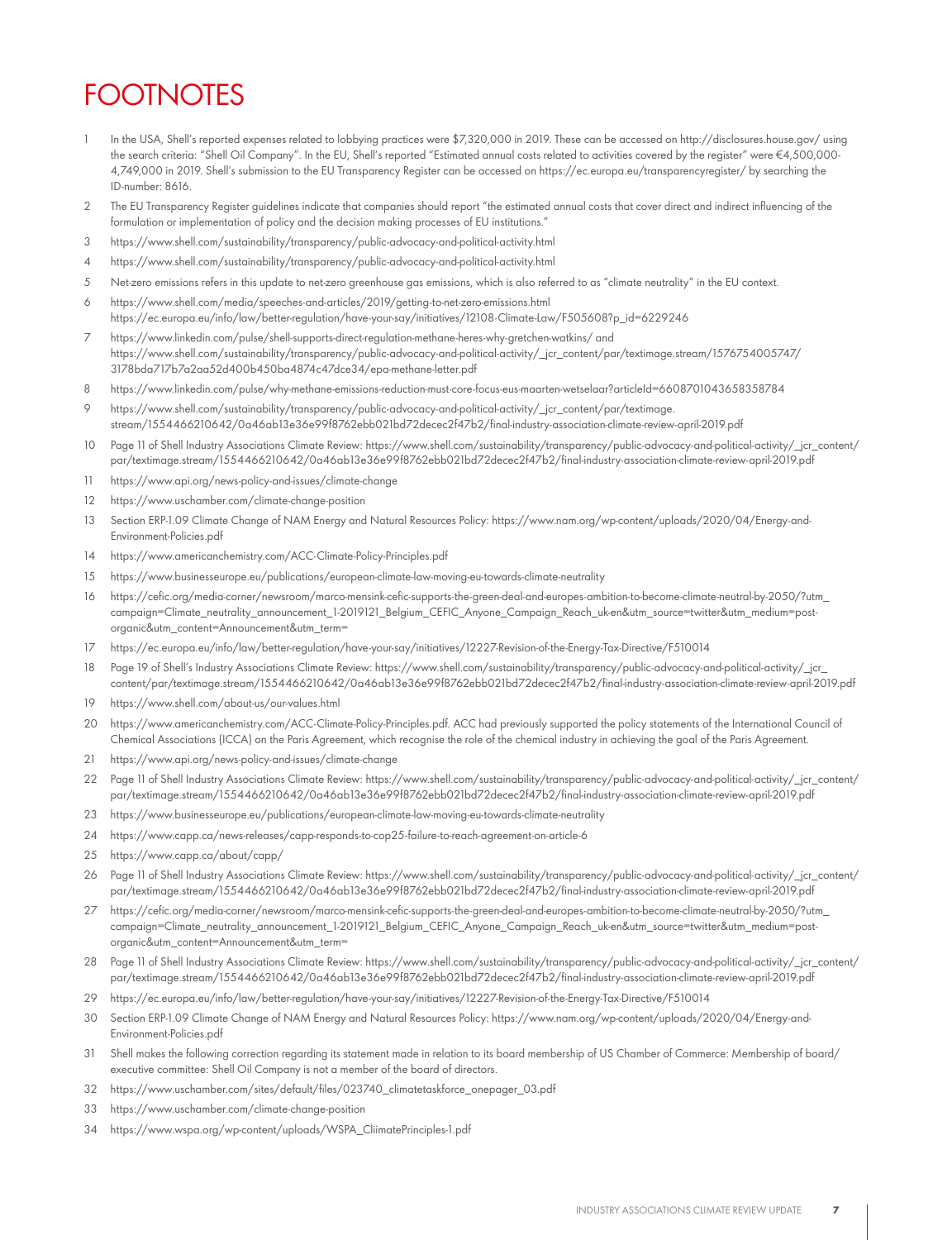# FOOTNOTES

1. In the USA, Shell's reported expenses related to lobbying practices were $7,320,000 in 2019. These can be accessed on http://disclosures.house.gov/ using the search criteria: "Shell Oil Company". In the EU, Shell's reported "Estimated annual costs related to activities covered by the register" were €4,500,000-4,749,000 in 2019. Shell's submission to the EU Transparency Register can be accessed on https://ec.europa.eu/transparencyregister/ by searching the ID-number: 8616.
2. The EU Transparency Register guidelines indicate that companies should report "the estimated annual costs that cover direct and indirect influencing of the formulation or implementation of policy and the decision making processes of EU institutions."
3. https://www.shell.com/sustainability/transparency/public-advocacy-and-political-activity.html
4. https://www.shell.com/sustainability/transparency/public-advocacy-and-political-activity.html
5. Net-zero emissions refers in this update to net-zero greenhouse gas emissions, which is also referred to as "climate neutrality" in the EU context.
6. https://www.shell.com/media/speeches-and-articles/2019/getting-to-net-zero-emissions.html https://ec.europa.eu/info/law/better-regulation/have-your-say/initiatives/12108-Climate-Law/F505608?p_id=6229246
7. https://www.linkedin.com/pulse/shell-supports-direct-regulation-methane-heres-why-gretchen-watkins/ and https://www.shell.com/sustainability/transparency/public-advocacy-and-political-activity/_jcr_content/par/textimage.stream/1576754005747/3178bda717b7a2aa52d400b450ba4874c47dce34/epa-methane-letter.pdf
8. https://www.linkedin.com/pulse/why-methane-emissions-reduction-must-core-focus-eus-maarten-wetselaar?articleId=6608701043658358784
9. https://www.shell.com/sustainability/transparency/public-advocacy-and-political-activity/_jcr_content/par/textimage.stream/1554466210642/0a46ab13e36e99f8762ebb021bd72decec2f47b2/final-industry-association-climate-review-april-2019.pdf
10. Page 11 of Shell Industry Associations Climate Review: https://www.shell.com/sustainability/transparency/public-advocacy-and-political-activity/_jcr_content/par/textimage.stream/1554466210642/0a46ab13e36e99f8762ebb021bd72decec2f47b2/final-industry-association-climate-review-april-2019.pdf
11. https://www.api.org/news-policy-and-issues/climate-change
12. https://www.uschamber.com/climate-change-position
13. Section ERP-1.09 Climate Change of NAM Energy and Natural Resources Policy: https://www.nam.org/wp-content/uploads/2020/04/Energy-and-Environment-Policies.pdf
14. https://www.americanchemistry.com/ACC-Climate-Policy-Principles.pdf
15. https://www.businesseurope.eu/publications/european-climate-law-moving-eu-towards-climate-neutrality
16. https://cefic.org/media-corner/newsroom/marco-mensink-cefic-supports-the-green-deal-and-europes-ambition-to-become-climate-neutral-by-2050/?utm_campaign=Climate_neutrality_announcement_1-2019121_Belgium_CEFIC_Anyone_Campaign_Reach_uk-en&utm_source=twitter&utm_medium=post-organic&utm_content=Announcement&utm_term=
17. https://ec.europa.eu/info/law/better-regulation/have-your-say/initiatives/12227-Revision-of-the-Energy-Tax-Directive/F510014
18. Page 19 of Shell's Industry Associations Climate Review: https://www.shell.com/sustainability/transparency/public-advocacy-and-political-activity/_jcr_content/par/textimage.stream/1554466210642/0a46ab13e36e99f8762ebb021bd72decec2f47b2/final-industry-association-climate-review-april-2019.pdf
19. https://www.shell.com/about-us/our-values.html
20. https://www.americanchemistry.com/ACC-Climate-Policy-Principles.pdf. ACC had previously supported the policy statements of the International Council of Chemical Associations (ICCA) on the Paris Agreement, which recognise the role of the chemical industry in achieving the goal of the Paris Agreement.
21. https://www.api.org/news-policy-and-issues/climate-change
22. Page 11 of Shell Industry Associations Climate Review: https://www.shell.com/sustainability/transparency/public-advocacy-and-political-activity/_jcr_content/par/textimage.stream/1554466210642/0a46ab13e36e99f8762ebb021bd72decec2f47b2/final-industry-association-climate-review-april-2019.pdf
23. https://www.businesseurope.eu/publications/european-climate-law-moving-eu-towards-climate-neutrality
24. https://www.capp.ca/news-releases/capp-responds-to-cop25-failure-to-reach-agreement-on-article-6
25. https://www.capp.ca/about/capp/
26. Page 11 of Shell Industry Associations Climate Review: https://www.shell.com/sustainability/transparency/public-advocacy-and-political-activity/_jcr_content/par/textimage.stream/1554466210642/0a46ab13e36e99f8762ebb021bd72decec2f47b2/final-industry-association-climate-review-april-2019.pdf
27. https://cefic.org/media-corner/newsroom/marco-mensink-cefic-supports-the-green-deal-and-europes-ambition-to-become-climate-neutral-by-2050/?utm_campaign=Climate_neutrality_announcement_1-2019121_Belgium_CEFIC_Anyone_Campaign_Reach_uk-en&utm_source=twitter&utm_medium=post-organic&utm_content=Announcement&utm_term=
28. Page 11 of Shell Industry Associations Climate Review: https://www.shell.com/sustainability/transparency/public-advocacy-and-political-activity/_jcr_content/par/textimage.stream/1554466210642/0a46ab13e36e99f8762ebb021bd72decec2f47b2/final-industry-association-climate-review-april-2019.pdf
29. https://ec.europa.eu/info/law/better-regulation/have-your-say/initiatives/12227-Revision-of-the-Energy-Tax-Directive/F510014
30. Section ERP-1.09 Climate Change of NAM Energy and Natural Resources Policy: https://www.nam.org/wp-content/uploads/2020/04/Energy-and-Environment-Policies.pdf
31. Shell makes the following correction regarding its statement made in relation to its board membership of US Chamber of Commerce: Membership of board/executive committee: Shell Oil Company is not a member of the board of directors.
32. https://www.uschamber.com/sites/default/files/023740_climatetaskforce_onepager_03.pdf
33. https://www.uschamber.com/climate-change-position
34. https://www.wspa.org/wp-content/uploads/WSPA_CliimatePrinciples-1.pdf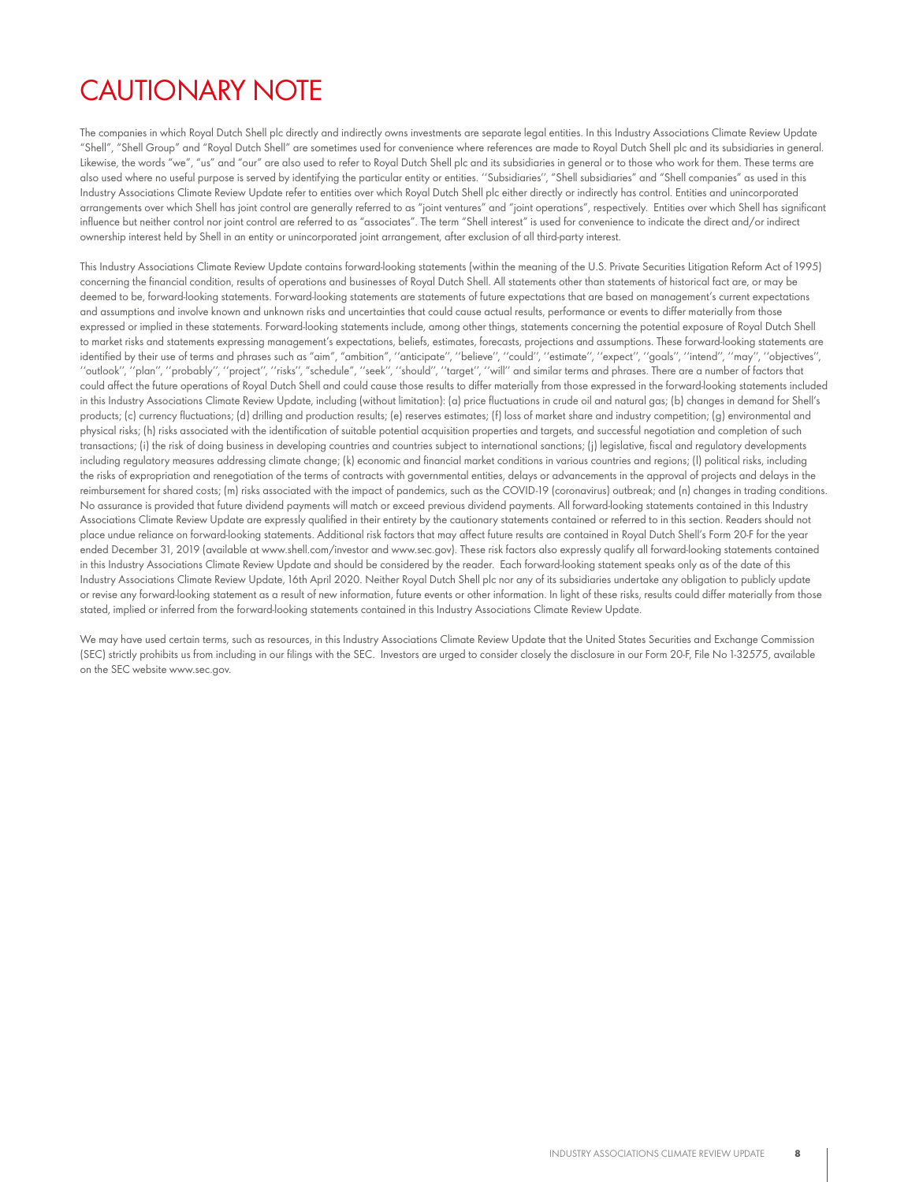# CAUTIONARY NOTE

The companies in which Royal Dutch Shell plc directly and indirectly owns investments are separate legal entities. In this Industry Associations Climate Review Update "Shell", "Shell Group" and "Royal Dutch Shell" are sometimes used for convenience where references are made to Royal Dutch Shell plc and its subsidiaries in general. Likewise, the words "we", "us" and "our" are also used to refer to Royal Dutch Shell plc and its subsidiaries in general or to those who work for them. These terms are also used where no useful purpose is served by identifying the particular entity or entities. ''Subsidiaries'', "Shell subsidiaries" and "Shell companies" as used in this Industry Associations Climate Review Update refer to entities over which Royal Dutch Shell plc either directly or indirectly has control. Entities and unincorporated arrangements over which Shell has joint control are generally referred to as "joint ventures" and "joint operations", respectively. Entities over which Shell has significant influence but neither control nor joint control are referred to as "associates". The term "Shell interest" is used for convenience to indicate the direct and/or indirect ownership interest held by Shell in an entity or unincorporated joint arrangement, after exclusion of all third-party interest.

This Industry Associations Climate Review Update contains forward-looking statements (within the meaning of the U.S. Private Securities Litigation Reform Act of 1995) concerning the financial condition, results of operations and businesses of Royal Dutch Shell. All statements other than statements of historical fact are, or may be deemed to be, forward-looking statements. Forward-looking statements are statements of future expectations that are based on management's current expectations and assumptions and involve known and unknown risks and uncertainties that could cause actual results, performance or events to differ materially from those expressed or implied in these statements. Forward-looking statements include, among other things, statements concerning the potential exposure of Royal Dutch Shell to market risks and statements expressing management's expectations, beliefs, estimates, forecasts, projections and assumptions. These forward-looking statements are identified by their use of terms and phrases such as "aim", "ambition", ''anticipate'', ''believe'', ''could'', ''estimate'', ''expect'', ''goals'', ''intend'', ''may'', ''objectives'', ''outlook'', ''plan'', ''probably'', ''project'', ''risks'', "schedule", ''seek'', ''should'', ''target'', ''will'' and similar terms and phrases. There are a number of factors that could affect the future operations of Royal Dutch Shell and could cause those results to differ materially from those expressed in the forward-looking statements included in this Industry Associations Climate Review Update, including (without limitation): (a) price fluctuations in crude oil and natural gas; (b) changes in demand for Shell's products; (c) currency fluctuations; (d) drilling and production results; (e) reserves estimates; (f) loss of market share and industry competition; (g) environmental and physical risks; (h) risks associated with the identification of suitable potential acquisition properties and targets, and successful negotiation and completion of such transactions; (i) the risk of doing business in developing countries and countries subject to international sanctions; (j) legislative, fiscal and regulatory developments including regulatory measures addressing climate change; (k) economic and financial market conditions in various countries and regions; (l) political risks, including the risks of expropriation and renegotiation of the terms of contracts with governmental entities, delays or advancements in the approval of projects and delays in the reimbursement for shared costs; (m) risks associated with the impact of pandemics, such as the COVID-19 (coronavirus) outbreak; and (n) changes in trading conditions. No assurance is provided that future dividend payments will match or exceed previous dividend payments. All forward-looking statements contained in this Industry Associations Climate Review Update are expressly qualified in their entirety by the cautionary statements contained or referred to in this section. Readers should not place undue reliance on forward-looking statements. Additional risk factors that may affect future results are contained in Royal Dutch Shell's Form 20-F for the year ended December 31, 2019 (available at www.shell.com/investor and www.sec.gov). These risk factors also expressly qualify all forward-looking statements contained in this Industry Associations Climate Review Update and should be considered by the reader. Each forward-looking statement speaks only as of the date of this Industry Associations Climate Review Update, 16th April 2020. Neither Royal Dutch Shell plc nor any of its subsidiaries undertake any obligation to publicly update or revise any forward-looking statement as a result of new information, future events or other information. In light of these risks, results could differ materially from those stated, implied or inferred from the forward-looking statements contained in this Industry Associations Climate Review Update.

We may have used certain terms, such as resources, in this Industry Associations Climate Review Update that the United States Securities and Exchange Commission (SEC) strictly prohibits us from including in our filings with the SEC. Investors are urged to consider closely the disclosure in our Form 20-F, File No 1-32575, available on the SEC website www.sec.gov.